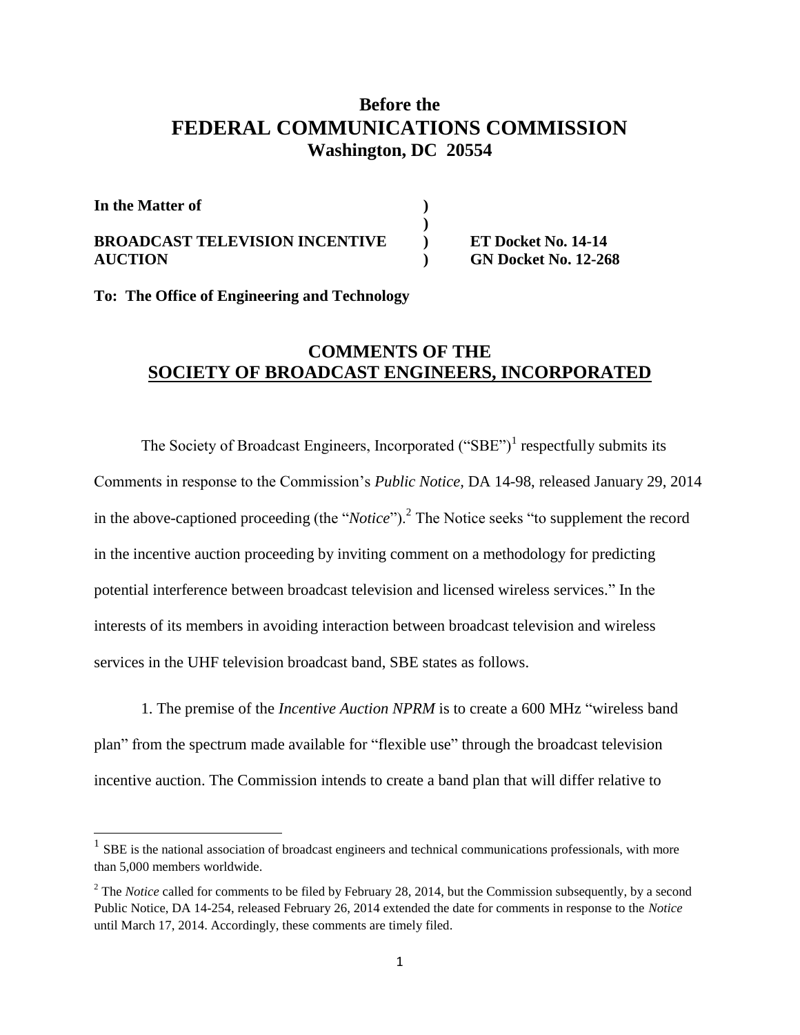# Before the
# FEDERAL COMMUNICATIONS COMMISSION
## Washington, DC 20554

| | | |
|---|---|---|
| **In the Matter of** | **)** | |
| | **)** | |
| **BROADCAST TELEVISION INCENTIVE** | **)** | **ET Docket No. 14-14** |
| **AUCTION** | **)** | **GN Docket No. 12-268** |

**To: The Office of Engineering and Technology**

## COMMENTS OF THE SOCIETY OF BROADCAST ENGINEERS, INCORPORATED

The Society of Broadcast Engineers, Incorporated ("SBE")[1] respectfully submits its Comments in response to the Commission's *Public Notice,* DA 14-98, released January 29, 2014 in the above-captioned proceeding (the "*Notice*").[2] The Notice seeks "to supplement the record in the incentive auction proceeding by inviting comment on a methodology for predicting potential interference between broadcast television and licensed wireless services." In the interests of its members in avoiding interaction between broadcast television and wireless services in the UHF television broadcast band, SBE states as follows.

1. The premise of the *Incentive Auction NPRM* is to create a 600 MHz "wireless band plan" from the spectrum made available for "flexible use" through the broadcast television incentive auction. The Commission intends to create a band plan that will differ relative to

---

[1] SBE is the national association of broadcast engineers and technical communications professionals, with more than 5,000 members worldwide.

[2] The *Notice* called for comments to be filed by February 28, 2014, but the Commission subsequently, by a second Public Notice, DA 14-254, released February 26, 2014 extended the date for comments in response to the *Notice* until March 17, 2014. Accordingly, these comments are timely filed.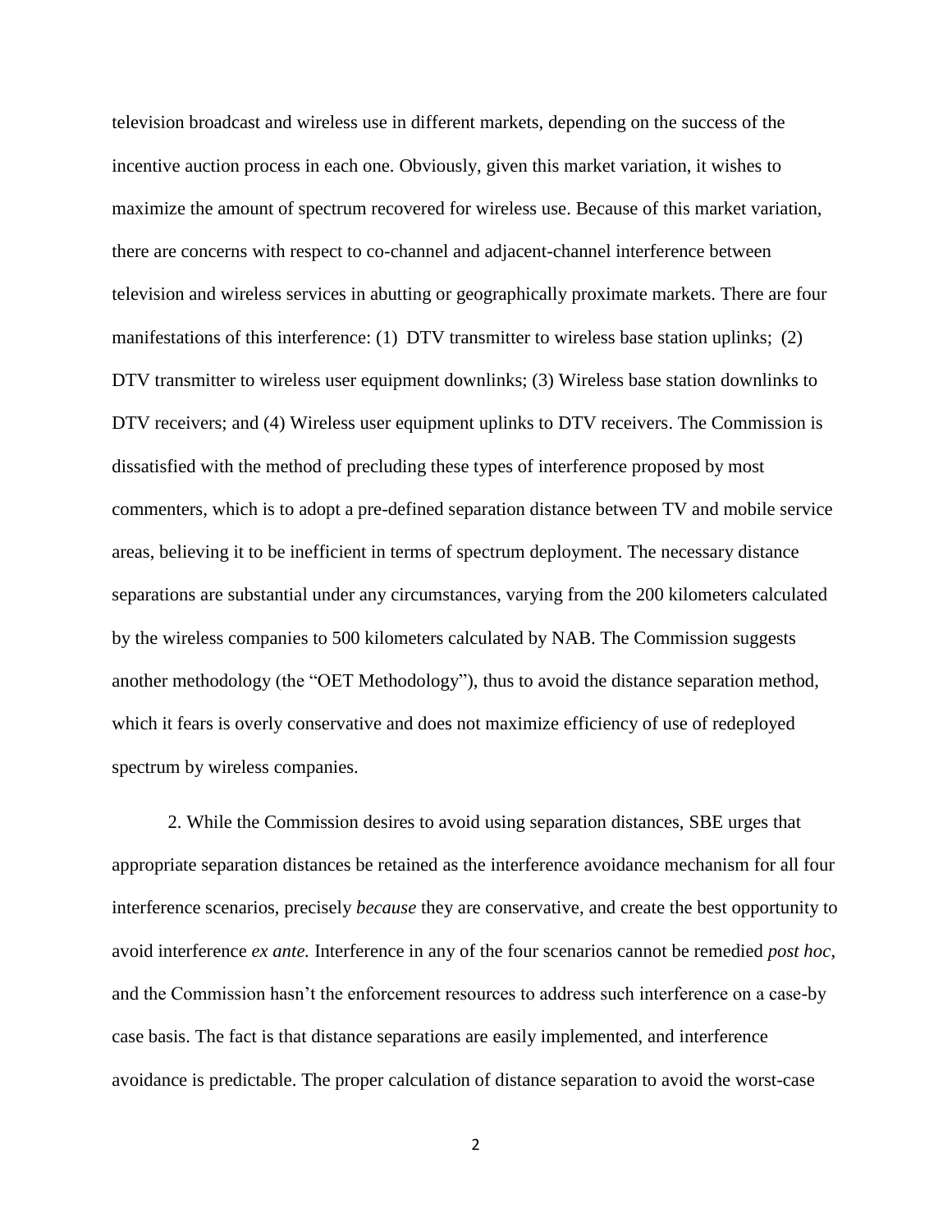television broadcast and wireless use in different markets, depending on the success of the incentive auction process in each one. Obviously, given this market variation, it wishes to maximize the amount of spectrum recovered for wireless use. Because of this market variation, there are concerns with respect to co-channel and adjacent-channel interference between television and wireless services in abutting or geographically proximate markets. There are four manifestations of this interference: (1) DTV transmitter to wireless base station uplinks; (2) DTV transmitter to wireless user equipment downlinks; (3) Wireless base station downlinks to DTV receivers; and (4) Wireless user equipment uplinks to DTV receivers. The Commission is dissatisfied with the method of precluding these types of interference proposed by most commenters, which is to adopt a pre-defined separation distance between TV and mobile service areas, believing it to be inefficient in terms of spectrum deployment. The necessary distance separations are substantial under any circumstances, varying from the 200 kilometers calculated by the wireless companies to 500 kilometers calculated by NAB. The Commission suggests another methodology (the "OET Methodology"), thus to avoid the distance separation method, which it fears is overly conservative and does not maximize efficiency of use of redeployed spectrum by wireless companies.

2. While the Commission desires to avoid using separation distances, SBE urges that appropriate separation distances be retained as the interference avoidance mechanism for all four interference scenarios, precisely *because* they are conservative, and create the best opportunity to avoid interference *ex ante.* Interference in any of the four scenarios cannot be remedied *post hoc*, and the Commission hasn't the enforcement resources to address such interference on a case-by case basis. The fact is that distance separations are easily implemented, and interference avoidance is predictable. The proper calculation of distance separation to avoid the worst-case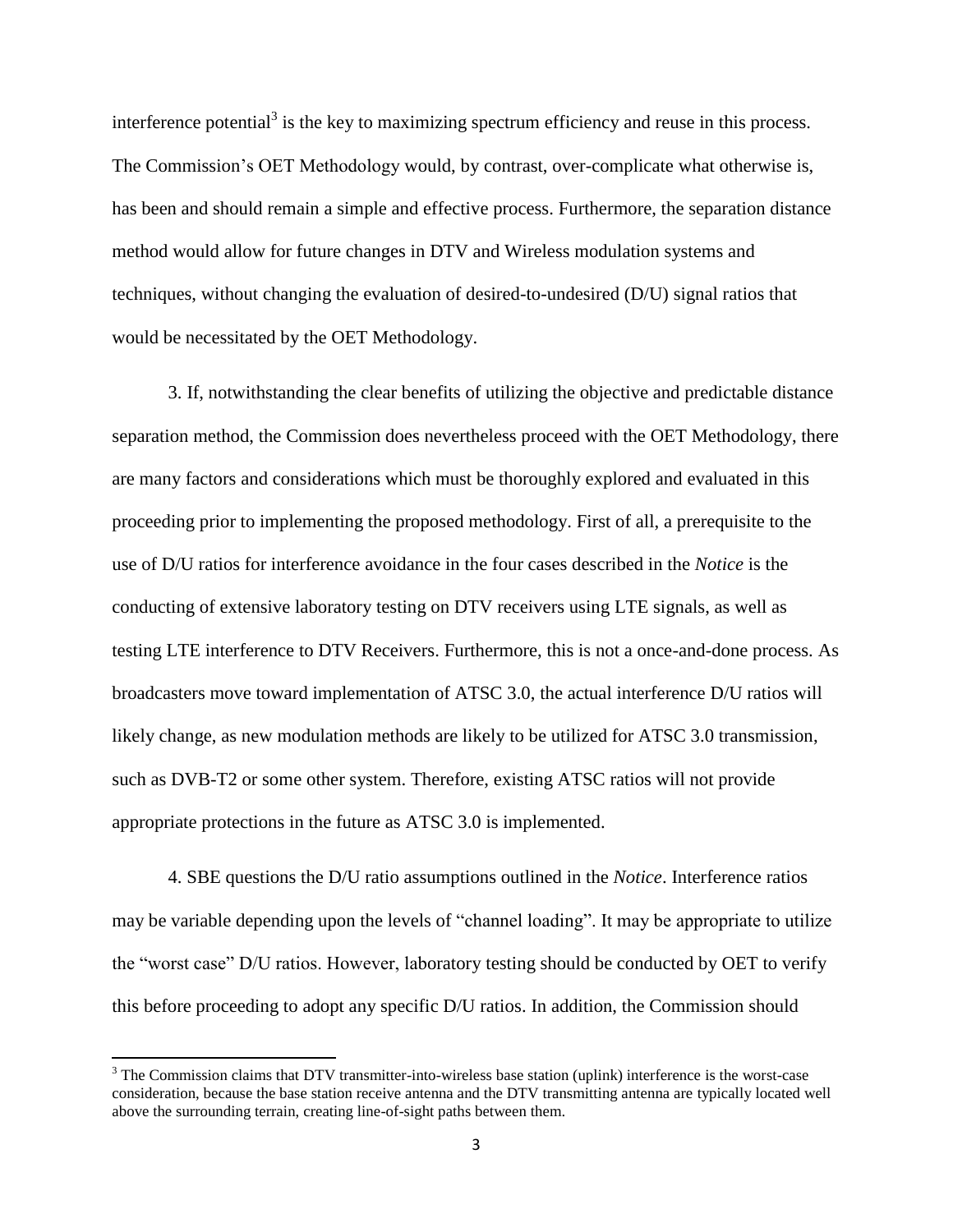interference potential[3] is the key to maximizing spectrum efficiency and reuse in this process. The Commission's OET Methodology would, by contrast, over-complicate what otherwise is, has been and should remain a simple and effective process. Furthermore, the separation distance method would allow for future changes in DTV and Wireless modulation systems and techniques, without changing the evaluation of desired-to-undesired (D/U) signal ratios that would be necessitated by the OET Methodology.

3. If, notwithstanding the clear benefits of utilizing the objective and predictable distance separation method, the Commission does nevertheless proceed with the OET Methodology, there are many factors and considerations which must be thoroughly explored and evaluated in this proceeding prior to implementing the proposed methodology. First of all, a prerequisite to the use of D/U ratios for interference avoidance in the four cases described in the *Notice* is the conducting of extensive laboratory testing on DTV receivers using LTE signals, as well as testing LTE interference to DTV Receivers. Furthermore, this is not a once-and-done process. As broadcasters move toward implementation of ATSC 3.0, the actual interference D/U ratios will likely change, as new modulation methods are likely to be utilized for ATSC 3.0 transmission, such as DVB-T2 or some other system. Therefore, existing ATSC ratios will not provide appropriate protections in the future as ATSC 3.0 is implemented.

4. SBE questions the D/U ratio assumptions outlined in the *Notice*. Interference ratios may be variable depending upon the levels of "channel loading". It may be appropriate to utilize the "worst case" D/U ratios. However, laboratory testing should be conducted by OET to verify this before proceeding to adopt any specific D/U ratios. In addition, the Commission should

---

[3] The Commission claims that DTV transmitter-into-wireless base station (uplink) interference is the worst-case consideration, because the base station receive antenna and the DTV transmitting antenna are typically located well above the surrounding terrain, creating line-of-sight paths between them.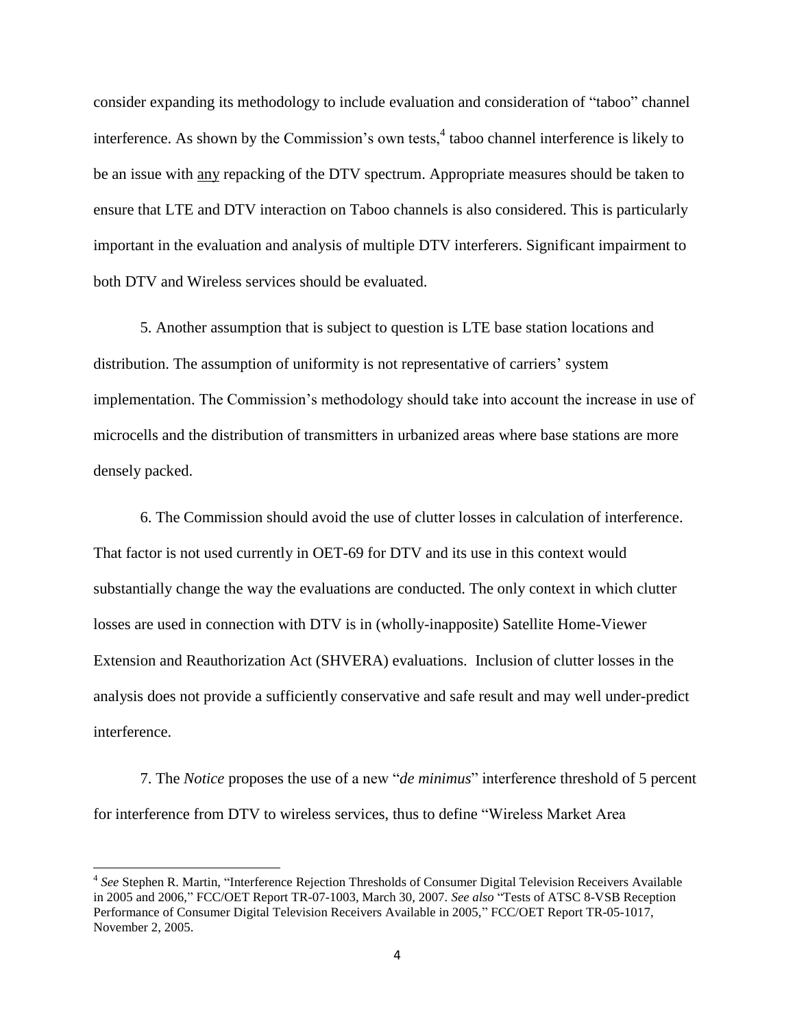consider expanding its methodology to include evaluation and consideration of "taboo" channel interference. As shown by the Commission's own tests,[4] taboo channel interference is likely to be an issue with any repacking of the DTV spectrum. Appropriate measures should be taken to ensure that LTE and DTV interaction on Taboo channels is also considered. This is particularly important in the evaluation and analysis of multiple DTV interferers. Significant impairment to both DTV and Wireless services should be evaluated.

5. Another assumption that is subject to question is LTE base station locations and distribution. The assumption of uniformity is not representative of carriers' system implementation. The Commission's methodology should take into account the increase in use of microcells and the distribution of transmitters in urbanized areas where base stations are more densely packed.

6. The Commission should avoid the use of clutter losses in calculation of interference. That factor is not used currently in OET-69 for DTV and its use in this context would substantially change the way the evaluations are conducted. The only context in which clutter losses are used in connection with DTV is in (wholly-inapposite) Satellite Home-Viewer Extension and Reauthorization Act (SHVERA) evaluations. Inclusion of clutter losses in the analysis does not provide a sufficiently conservative and safe result and may well under-predict interference.

7. The *Notice* proposes the use of a new "*de minimus*" interference threshold of 5 percent for interference from DTV to wireless services, thus to define "Wireless Market Area

---

[4] *See* Stephen R. Martin, "Interference Rejection Thresholds of Consumer Digital Television Receivers Available in 2005 and 2006," FCC/OET Report TR-07-1003, March 30, 2007. *See also* "Tests of ATSC 8-VSB Reception Performance of Consumer Digital Television Receivers Available in 2005," FCC/OET Report TR-05-1017, November 2, 2005.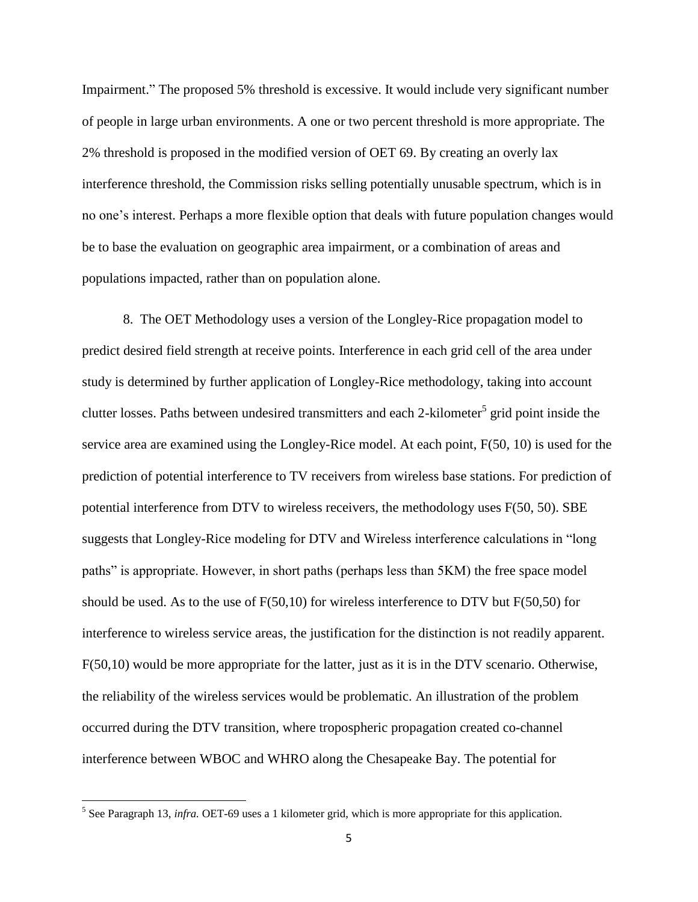Impairment." The proposed 5% threshold is excessive. It would include very significant number of people in large urban environments. A one or two percent threshold is more appropriate. The 2% threshold is proposed in the modified version of OET 69. By creating an overly lax interference threshold, the Commission risks selling potentially unusable spectrum, which is in no one's interest. Perhaps a more flexible option that deals with future population changes would be to base the evaluation on geographic area impairment, or a combination of areas and populations impacted, rather than on population alone.

8. The OET Methodology uses a version of the Longley-Rice propagation model to predict desired field strength at receive points. Interference in each grid cell of the area under study is determined by further application of Longley-Rice methodology, taking into account clutter losses. Paths between undesired transmitters and each 2-kilometer[5] grid point inside the service area are examined using the Longley-Rice model. At each point, F(50, 10) is used for the prediction of potential interference to TV receivers from wireless base stations. For prediction of potential interference from DTV to wireless receivers, the methodology uses F(50, 50). SBE suggests that Longley-Rice modeling for DTV and Wireless interference calculations in "long paths" is appropriate. However, in short paths (perhaps less than 5KM) the free space model should be used. As to the use of F(50,10) for wireless interference to DTV but F(50,50) for interference to wireless service areas, the justification for the distinction is not readily apparent. F(50,10) would be more appropriate for the latter, just as it is in the DTV scenario. Otherwise, the reliability of the wireless services would be problematic. An illustration of the problem occurred during the DTV transition, where tropospheric propagation created co-channel interference between WBOC and WHRO along the Chesapeake Bay. The potential for

[5] See Paragraph 13, *infra.* OET-69 uses a 1 kilometer grid, which is more appropriate for this application.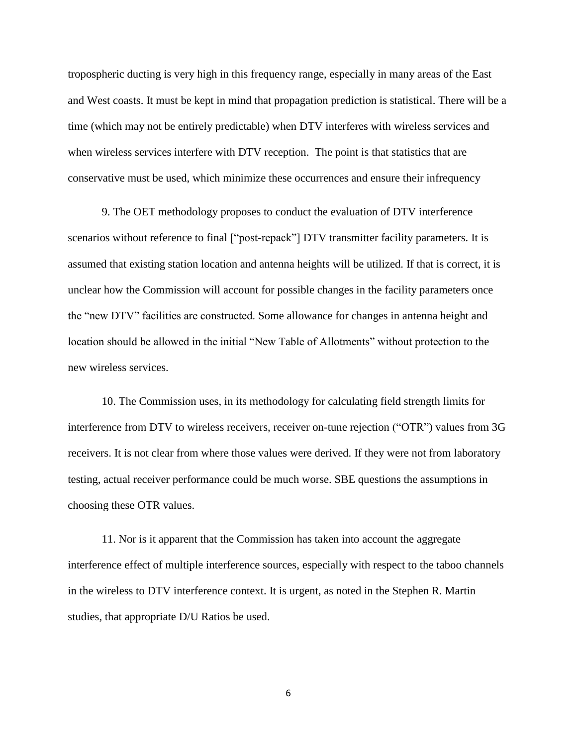tropospheric ducting is very high in this frequency range, especially in many areas of the East and West coasts. It must be kept in mind that propagation prediction is statistical. There will be a time (which may not be entirely predictable) when DTV interferes with wireless services and when wireless services interfere with DTV reception. The point is that statistics that are conservative must be used, which minimize these occurrences and ensure their infrequency

9. The OET methodology proposes to conduct the evaluation of DTV interference scenarios without reference to final ["post-repack"] DTV transmitter facility parameters. It is assumed that existing station location and antenna heights will be utilized. If that is correct, it is unclear how the Commission will account for possible changes in the facility parameters once the "new DTV" facilities are constructed. Some allowance for changes in antenna height and location should be allowed in the initial "New Table of Allotments" without protection to the new wireless services.

10. The Commission uses, in its methodology for calculating field strength limits for interference from DTV to wireless receivers, receiver on-tune rejection ("OTR") values from 3G receivers. It is not clear from where those values were derived. If they were not from laboratory testing, actual receiver performance could be much worse. SBE questions the assumptions in choosing these OTR values.

11. Nor is it apparent that the Commission has taken into account the aggregate interference effect of multiple interference sources, especially with respect to the taboo channels in the wireless to DTV interference context. It is urgent, as noted in the Stephen R. Martin studies, that appropriate D/U Ratios be used.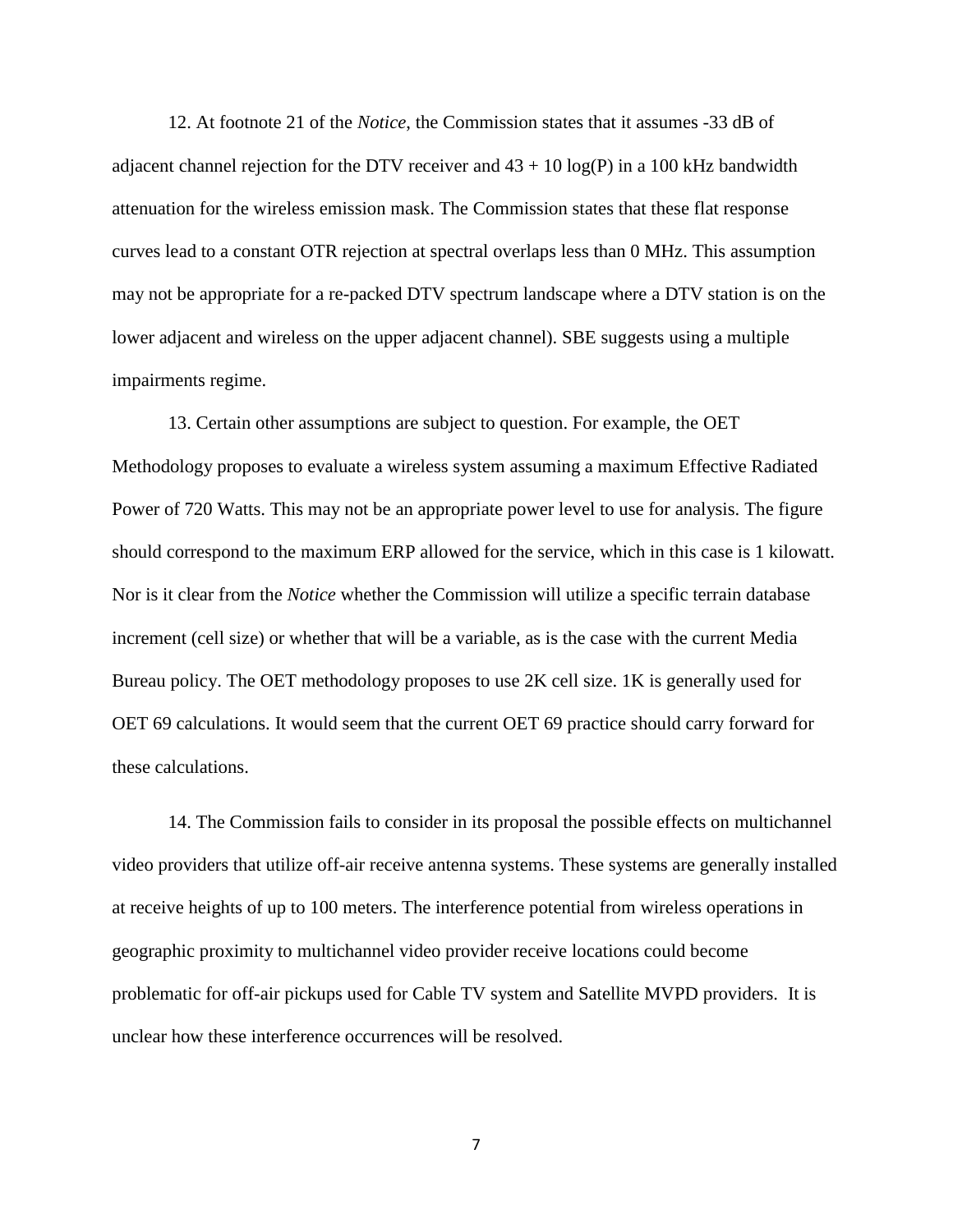12. At footnote 21 of the *Notice*, the Commission states that it assumes -33 dB of adjacent channel rejection for the DTV receiver and $43 + 10 \log(P)$ in a 100 kHz bandwidth attenuation for the wireless emission mask. The Commission states that these flat response curves lead to a constant OTR rejection at spectral overlaps less than 0 MHz. This assumption may not be appropriate for a re-packed DTV spectrum landscape where a DTV station is on the lower adjacent and wireless on the upper adjacent channel). SBE suggests using a multiple impairments regime.

13. Certain other assumptions are subject to question. For example, the OET Methodology proposes to evaluate a wireless system assuming a maximum Effective Radiated Power of 720 Watts. This may not be an appropriate power level to use for analysis. The figure should correspond to the maximum ERP allowed for the service, which in this case is 1 kilowatt. Nor is it clear from the *Notice* whether the Commission will utilize a specific terrain database increment (cell size) or whether that will be a variable, as is the case with the current Media Bureau policy. The OET methodology proposes to use 2K cell size. 1K is generally used for OET 69 calculations. It would seem that the current OET 69 practice should carry forward for these calculations.

14. The Commission fails to consider in its proposal the possible effects on multichannel video providers that utilize off-air receive antenna systems. These systems are generally installed at receive heights of up to 100 meters. The interference potential from wireless operations in geographic proximity to multichannel video provider receive locations could become problematic for off-air pickups used for Cable TV system and Satellite MVPD providers. It is unclear how these interference occurrences will be resolved.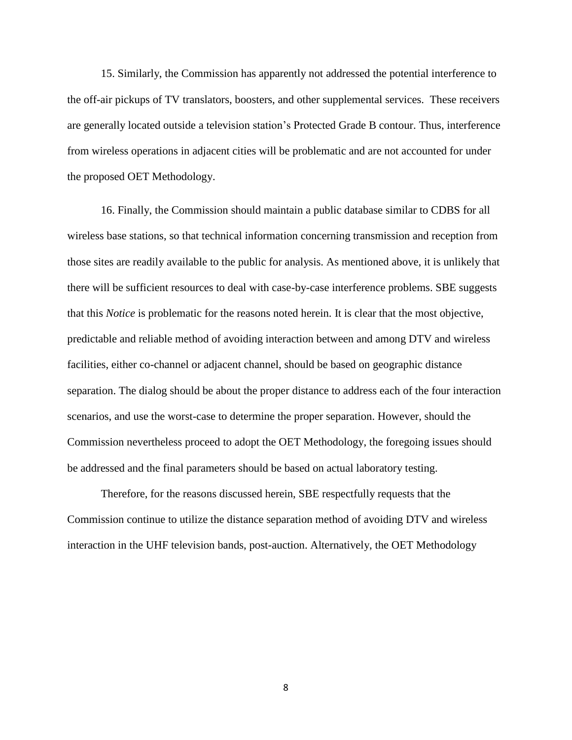15. Similarly, the Commission has apparently not addressed the potential interference to the off-air pickups of TV translators, boosters, and other supplemental services. These receivers are generally located outside a television station's Protected Grade B contour. Thus, interference from wireless operations in adjacent cities will be problematic and are not accounted for under the proposed OET Methodology.

16. Finally, the Commission should maintain a public database similar to CDBS for all wireless base stations, so that technical information concerning transmission and reception from those sites are readily available to the public for analysis. As mentioned above, it is unlikely that there will be sufficient resources to deal with case-by-case interference problems. SBE suggests that this *Notice* is problematic for the reasons noted herein. It is clear that the most objective, predictable and reliable method of avoiding interaction between and among DTV and wireless facilities, either co-channel or adjacent channel, should be based on geographic distance separation. The dialog should be about the proper distance to address each of the four interaction scenarios, and use the worst-case to determine the proper separation. However, should the Commission nevertheless proceed to adopt the OET Methodology, the foregoing issues should be addressed and the final parameters should be based on actual laboratory testing.

Therefore, for the reasons discussed herein, SBE respectfully requests that the Commission continue to utilize the distance separation method of avoiding DTV and wireless interaction in the UHF television bands, post-auction. Alternatively, the OET Methodology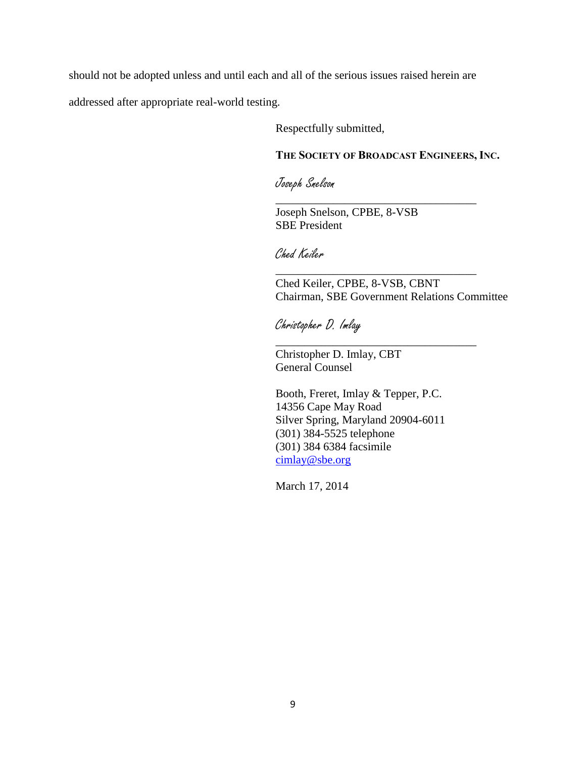should not be adopted unless and until each and all of the serious issues raised herein are addressed after appropriate real-world testing.

Respectfully submitted,

**THE SOCIETY OF BROADCAST ENGINEERS, INC.**

*Joseph Snelson*
___________________________________
Joseph Snelson, CPBE, 8-VSB
SBE President

*Ched Keiler*
___________________________________
Ched Keiler, CPBE, 8-VSB, CBNT
Chairman, SBE Government Relations Committee

*Christopher D. Imlay*
___________________________________
Christopher D. Imlay, CBT
General Counsel

Booth, Freret, Imlay & Tepper, P.C.
14356 Cape May Road
Silver Spring, Maryland 20904-6011
(301) 384-5525 telephone
(301) 384 6384 facsimile
cimlay@sbe.org

March 17, 2014